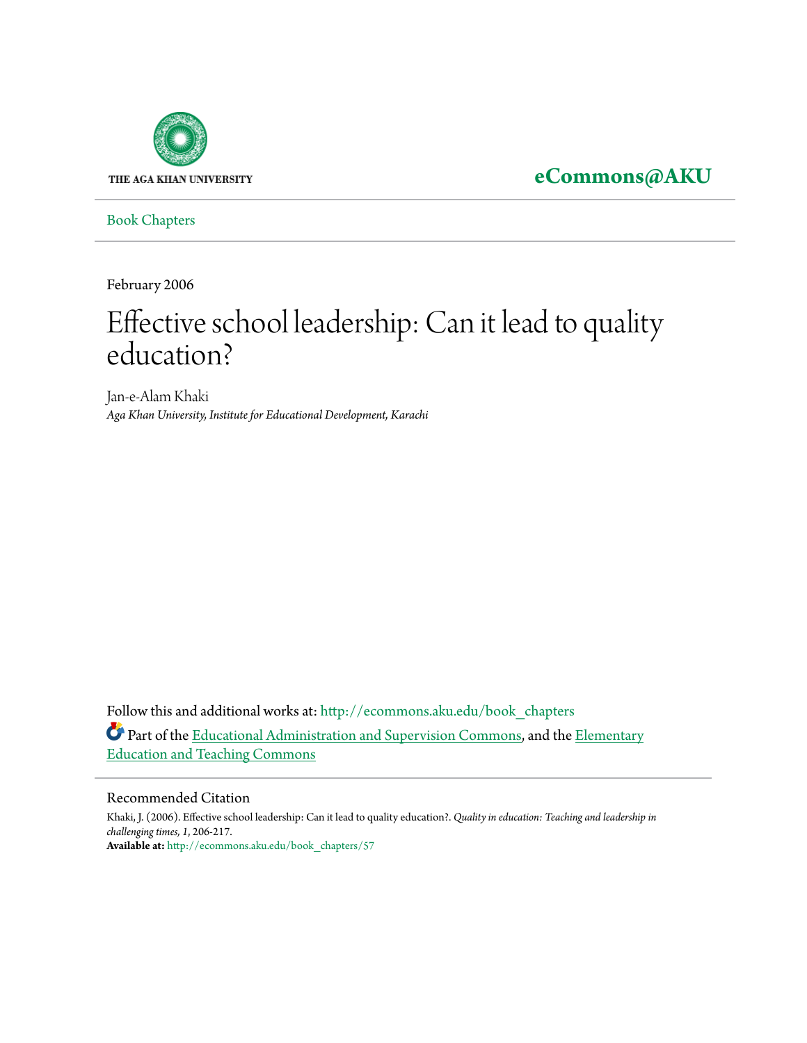THE AGA KHAN UNIVERSITY

**eCommons@AKU**

Book Chapters

February 2006

# Effective school leadership: Can it lead to quality education?

Jan-e-Alam Khaki

*Aga Khan University, Institute for Educational Development, Karachi*

Follow this and additional works at: http://ecommons.aku.edu/book_chapters

Part of the Educational Administration and Supervision Commons, and the Elementary Education and Teaching Commons

## Recommended Citation

Khaki, J. (2006). Effective school leadership: Can it lead to quality education?. *Quality in education: Teaching and leadership in challenging times, 1*, 206-217.

**Available at:** http://ecommons.aku.edu/book_chapters/57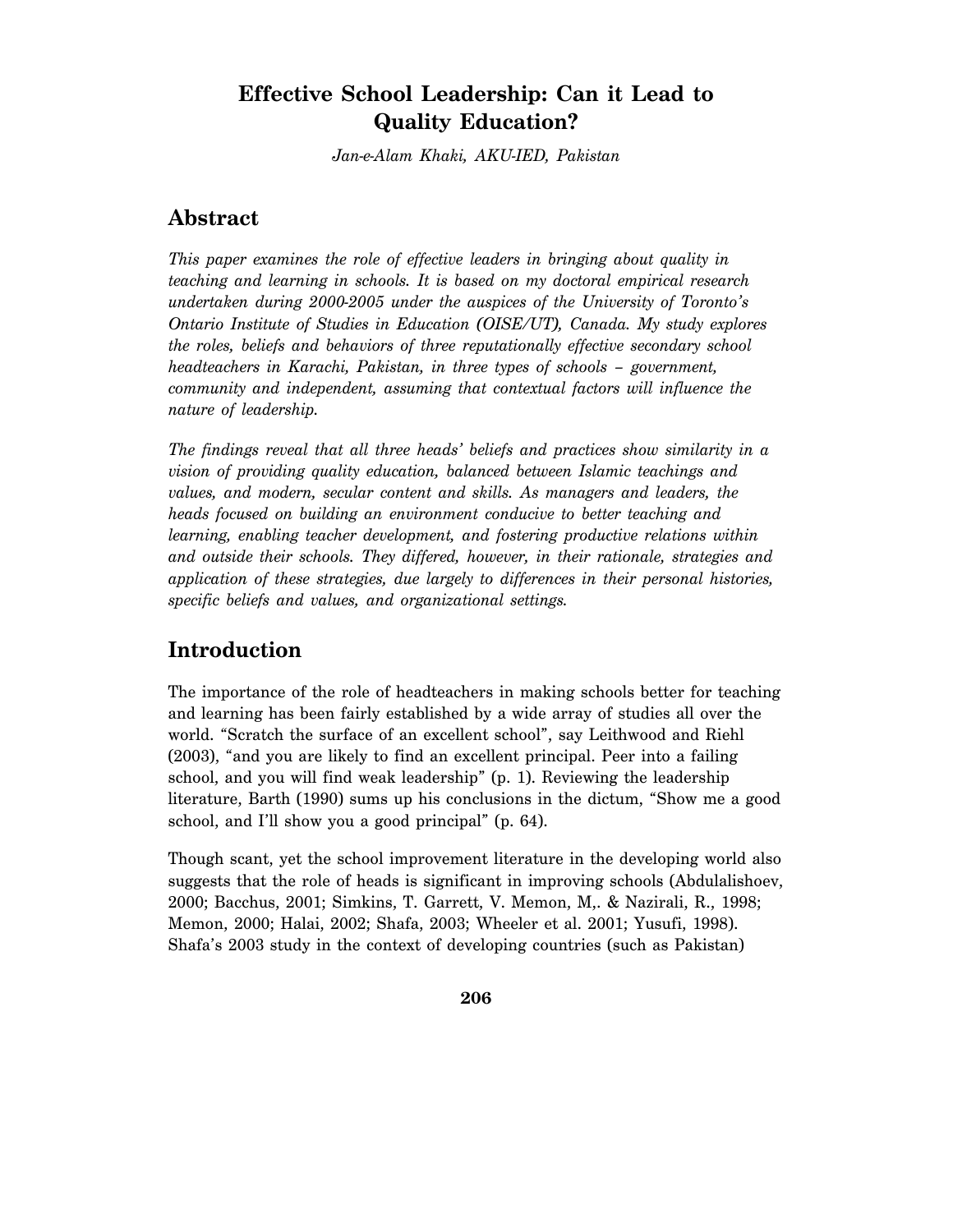# Effective School Leadership: Can it Lead to Quality Education?

*Jan-e-Alam Khaki, AKU-IED, Pakistan*

## Abstract

*This paper examines the role of effective leaders in bringing about quality in teaching and learning in schools. It is based on my doctoral empirical research undertaken during 2000-2005 under the auspices of the University of Toronto's Ontario Institute of Studies in Education (OISE/UT), Canada. My study explores the roles, beliefs and behaviors of three reputationally effective secondary school headteachers in Karachi, Pakistan, in three types of schools – government, community and independent, assuming that contextual factors will influence the nature of leadership.*

*The findings reveal that all three heads' beliefs and practices show similarity in a vision of providing quality education, balanced between Islamic teachings and values, and modern, secular content and skills. As managers and leaders, the heads focused on building an environment conducive to better teaching and learning, enabling teacher development, and fostering productive relations within and outside their schools. They differed, however, in their rationale, strategies and application of these strategies, due largely to differences in their personal histories, specific beliefs and values, and organizational settings.*

## Introduction

The importance of the role of headteachers in making schools better for teaching and learning has been fairly established by a wide array of studies all over the world. "Scratch the surface of an excellent school", say Leithwood and Riehl (2003), "and you are likely to find an excellent principal. Peer into a failing school, and you will find weak leadership" (p. 1). Reviewing the leadership literature, Barth (1990) sums up his conclusions in the dictum, "Show me a good school, and I'll show you a good principal" (p. 64).

Though scant, yet the school improvement literature in the developing world also suggests that the role of heads is significant in improving schools (Abdulalishoev, 2000; Bacchus, 2001; Simkins, T. Garrett, V. Memon, M,. & Nazirali, R., 1998; Memon, 2000; Halai, 2002; Shafa, 2003; Wheeler et al. 2001; Yusufi, 1998). Shafa's 2003 study in the context of developing countries (such as Pakistan)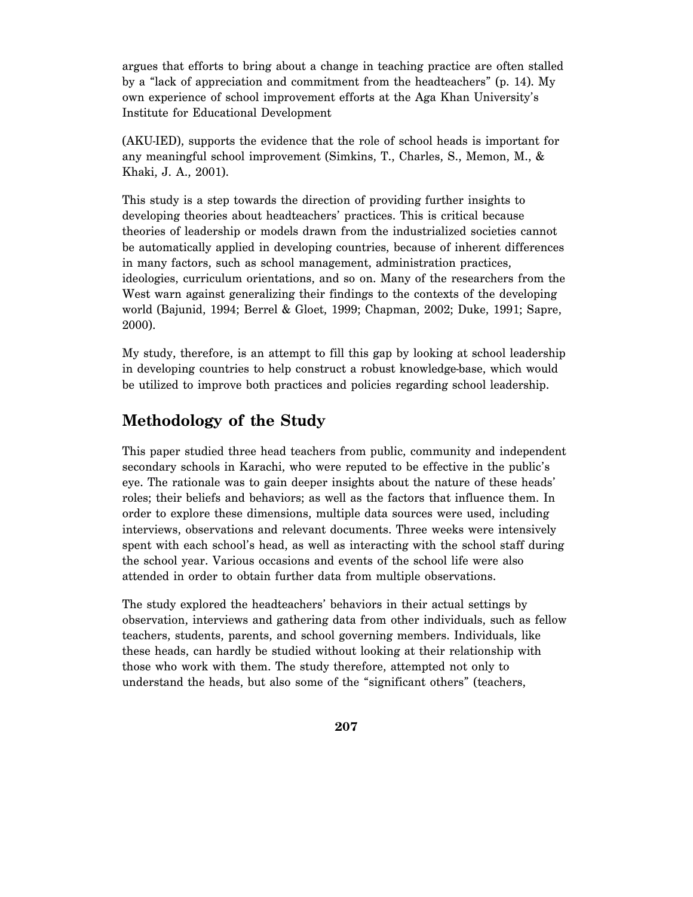argues that efforts to bring about a change in teaching practice are often stalled by a "lack of appreciation and commitment from the headteachers" (p. 14). My own experience of school improvement efforts at the Aga Khan University's Institute for Educational Development

(AKU-IED), supports the evidence that the role of school heads is important for any meaningful school improvement (Simkins, T., Charles, S., Memon, M., & Khaki, J. A., 2001).

This study is a step towards the direction of providing further insights to developing theories about headteachers' practices. This is critical because theories of leadership or models drawn from the industrialized societies cannot be automatically applied in developing countries, because of inherent differences in many factors, such as school management, administration practices, ideologies, curriculum orientations, and so on. Many of the researchers from the West warn against generalizing their findings to the contexts of the developing world (Bajunid, 1994; Berrel & Gloet, 1999; Chapman, 2002; Duke, 1991; Sapre, 2000).

My study, therefore, is an attempt to fill this gap by looking at school leadership in developing countries to help construct a robust knowledge-base, which would be utilized to improve both practices and policies regarding school leadership.

## Methodology of the Study

This paper studied three head teachers from public, community and independent secondary schools in Karachi, who were reputed to be effective in the public's eye. The rationale was to gain deeper insights about the nature of these heads' roles; their beliefs and behaviors; as well as the factors that influence them. In order to explore these dimensions, multiple data sources were used, including interviews, observations and relevant documents. Three weeks were intensively spent with each school's head, as well as interacting with the school staff during the school year. Various occasions and events of the school life were also attended in order to obtain further data from multiple observations.

The study explored the headteachers' behaviors in their actual settings by observation, interviews and gathering data from other individuals, such as fellow teachers, students, parents, and school governing members. Individuals, like these heads, can hardly be studied without looking at their relationship with those who work with them. The study therefore, attempted not only to understand the heads, but also some of the "significant others" (teachers,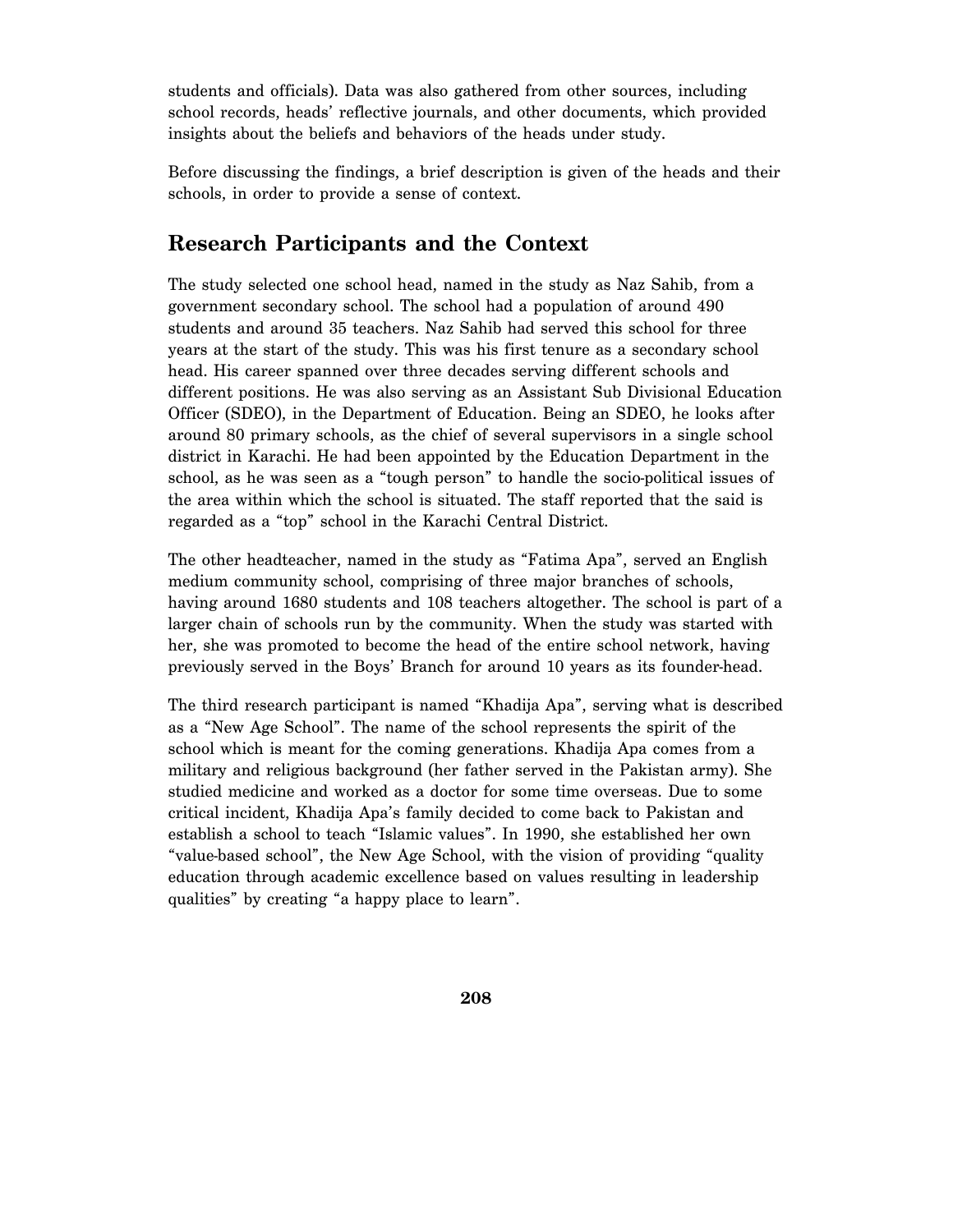students and officials). Data was also gathered from other sources, including school records, heads' reflective journals, and other documents, which provided insights about the beliefs and behaviors of the heads under study.

Before discussing the findings, a brief description is given of the heads and their schools, in order to provide a sense of context.

## Research Participants and the Context

The study selected one school head, named in the study as Naz Sahib, from a government secondary school. The school had a population of around 490 students and around 35 teachers. Naz Sahib had served this school for three years at the start of the study. This was his first tenure as a secondary school head. His career spanned over three decades serving different schools and different positions. He was also serving as an Assistant Sub Divisional Education Officer (SDEO), in the Department of Education. Being an SDEO, he looks after around 80 primary schools, as the chief of several supervisors in a single school district in Karachi. He had been appointed by the Education Department in the school, as he was seen as a "tough person" to handle the socio-political issues of the area within which the school is situated. The staff reported that the said is regarded as a "top" school in the Karachi Central District.

The other headteacher, named in the study as "Fatima Apa", served an English medium community school, comprising of three major branches of schools, having around 1680 students and 108 teachers altogether. The school is part of a larger chain of schools run by the community. When the study was started with her, she was promoted to become the head of the entire school network, having previously served in the Boys' Branch for around 10 years as its founder-head.

The third research participant is named "Khadija Apa", serving what is described as a "New Age School". The name of the school represents the spirit of the school which is meant for the coming generations. Khadija Apa comes from a military and religious background (her father served in the Pakistan army). She studied medicine and worked as a doctor for some time overseas. Due to some critical incident, Khadija Apa's family decided to come back to Pakistan and establish a school to teach "Islamic values". In 1990, she established her own "value-based school", the New Age School, with the vision of providing "quality education through academic excellence based on values resulting in leadership qualities" by creating "a happy place to learn".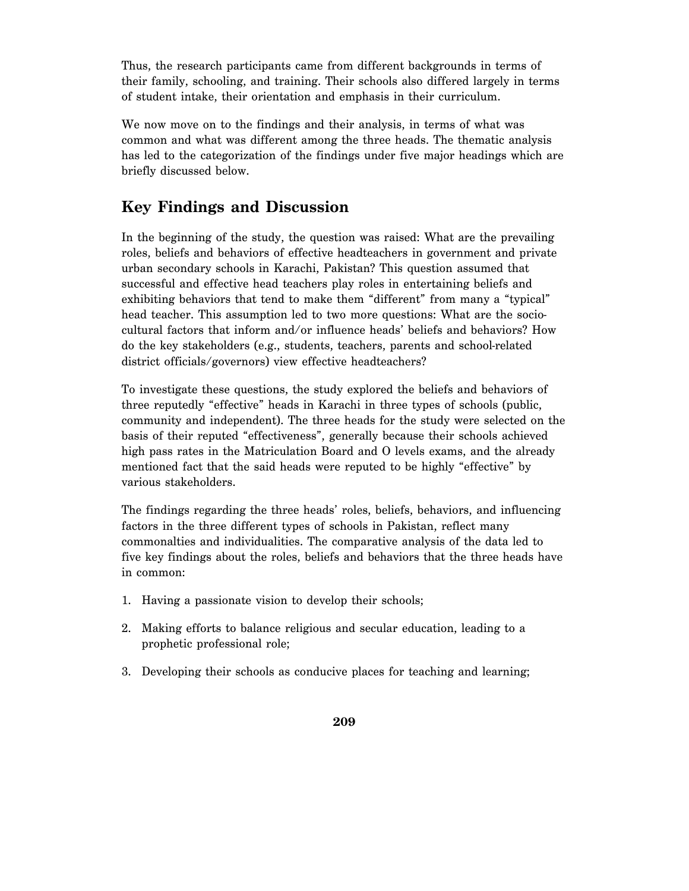Thus, the research participants came from different backgrounds in terms of their family, schooling, and training. Their schools also differed largely in terms of student intake, their orientation and emphasis in their curriculum.

We now move on to the findings and their analysis, in terms of what was common and what was different among the three heads. The thematic analysis has led to the categorization of the findings under five major headings which are briefly discussed below.

## Key Findings and Discussion

In the beginning of the study, the question was raised: What are the prevailing roles, beliefs and behaviors of effective headteachers in government and private urban secondary schools in Karachi, Pakistan? This question assumed that successful and effective head teachers play roles in entertaining beliefs and exhibiting behaviors that tend to make them "different" from many a "typical" head teacher. This assumption led to two more questions: What are the socio-cultural factors that inform and/or influence heads' beliefs and behaviors? How do the key stakeholders (e.g., students, teachers, parents and school-related district officials/governors) view effective headteachers?

To investigate these questions, the study explored the beliefs and behaviors of three reputedly "effective" heads in Karachi in three types of schools (public, community and independent). The three heads for the study were selected on the basis of their reputed "effectiveness", generally because their schools achieved high pass rates in the Matriculation Board and O levels exams, and the already mentioned fact that the said heads were reputed to be highly "effective" by various stakeholders.

The findings regarding the three heads' roles, beliefs, behaviors, and influencing factors in the three different types of schools in Pakistan, reflect many commonalties and individualities. The comparative analysis of the data led to five key findings about the roles, beliefs and behaviors that the three heads have in common:

1. Having a passionate vision to develop their schools;
2. Making efforts to balance religious and secular education, leading to a prophetic professional role;
3. Developing their schools as conducive places for teaching and learning;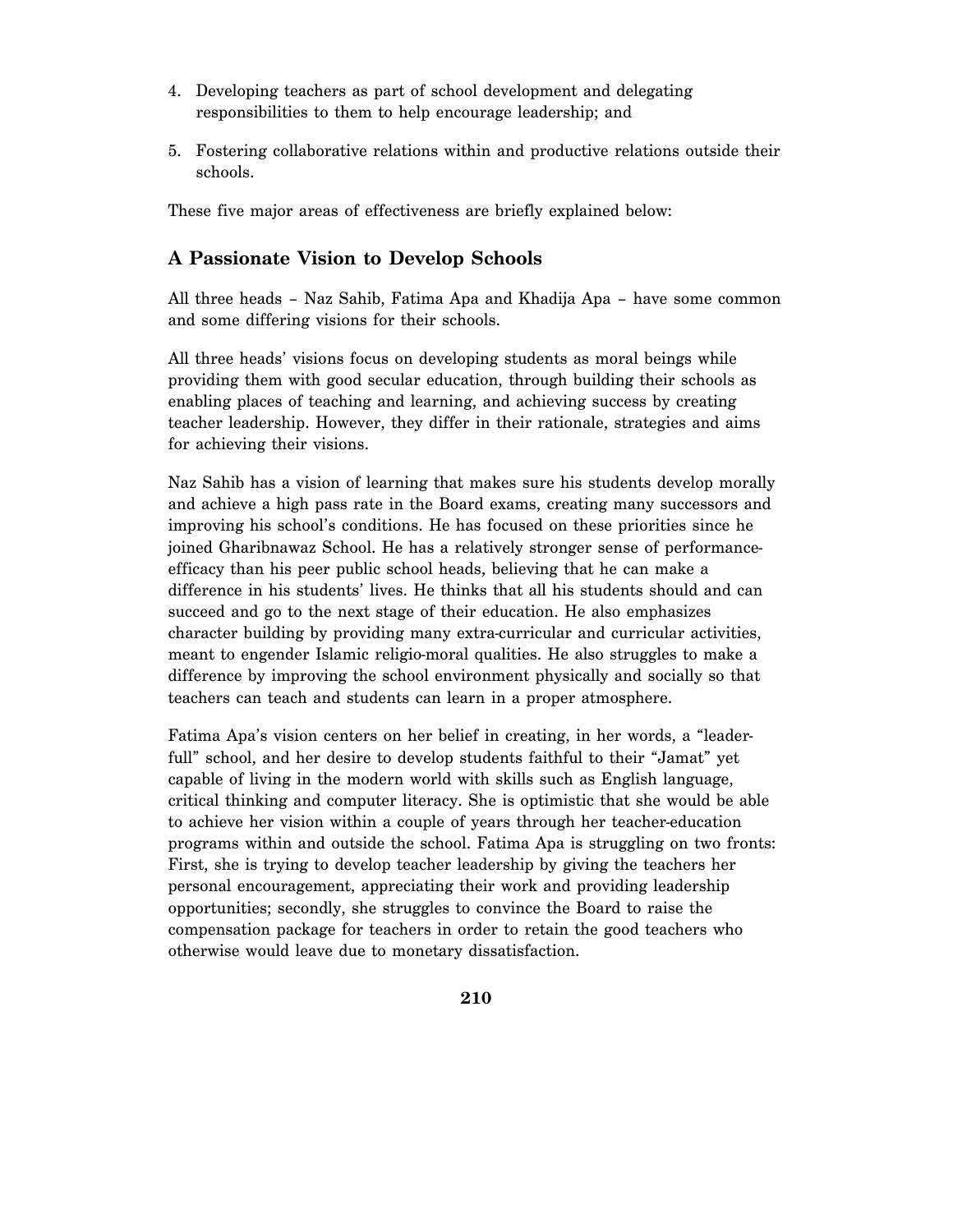4. Developing teachers as part of school development and delegating responsibilities to them to help encourage leadership; and
5. Fostering collaborative relations within and productive relations outside their schools.

These five major areas of effectiveness are briefly explained below:

## A Passionate Vision to Develop Schools

All three heads – Naz Sahib, Fatima Apa and Khadija Apa – have some common and some differing visions for their schools.

All three heads' visions focus on developing students as moral beings while providing them with good secular education, through building their schools as enabling places of teaching and learning, and achieving success by creating teacher leadership. However, they differ in their rationale, strategies and aims for achieving their visions.

Naz Sahib has a vision of learning that makes sure his students develop morally and achieve a high pass rate in the Board exams, creating many successors and improving his school's conditions. He has focused on these priorities since he joined Gharibnawaz School. He has a relatively stronger sense of performance-efficacy than his peer public school heads, believing that he can make a difference in his students' lives. He thinks that all his students should and can succeed and go to the next stage of their education. He also emphasizes character building by providing many extra-curricular and curricular activities, meant to engender Islamic religio-moral qualities. He also struggles to make a difference by improving the school environment physically and socially so that teachers can teach and students can learn in a proper atmosphere.

Fatima Apa's vision centers on her belief in creating, in her words, a "leader-full" school, and her desire to develop students faithful to their "Jamat" yet capable of living in the modern world with skills such as English language, critical thinking and computer literacy. She is optimistic that she would be able to achieve her vision within a couple of years through her teacher-education programs within and outside the school. Fatima Apa is struggling on two fronts: First, she is trying to develop teacher leadership by giving the teachers her personal encouragement, appreciating their work and providing leadership opportunities; secondly, she struggles to convince the Board to raise the compensation package for teachers in order to retain the good teachers who otherwise would leave due to monetary dissatisfaction.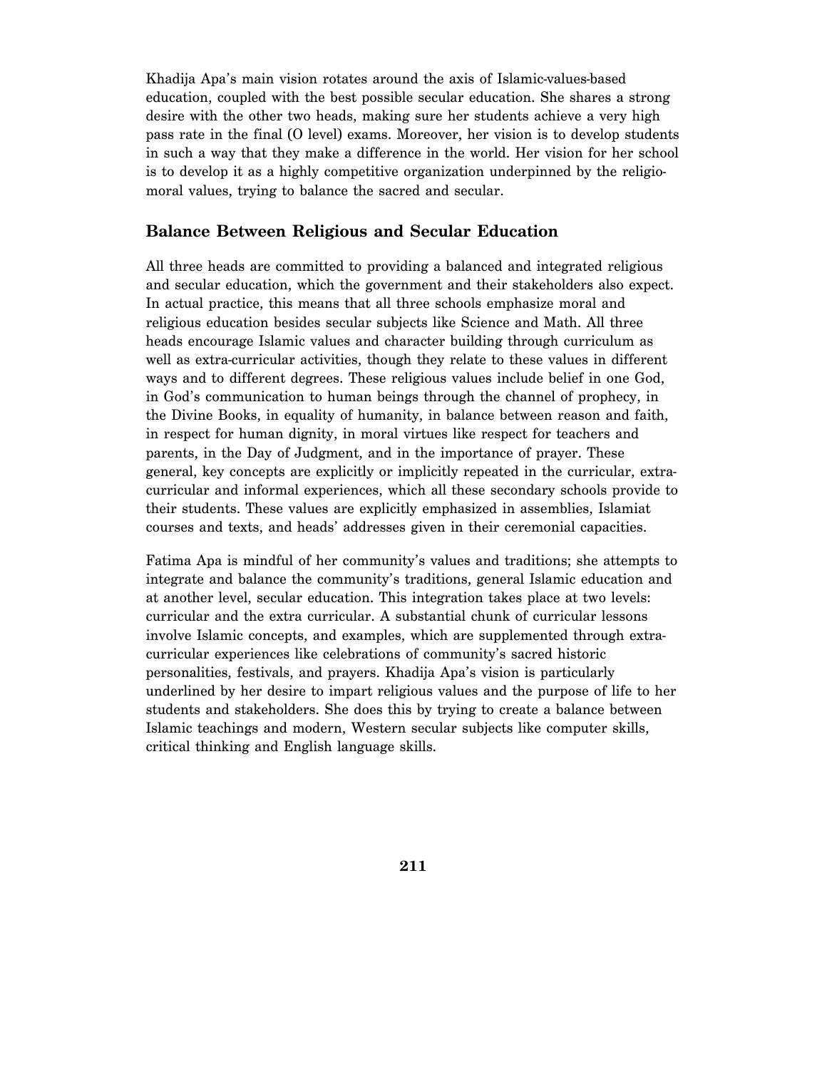Khadija Apa's main vision rotates around the axis of Islamic-values-based education, coupled with the best possible secular education. She shares a strong desire with the other two heads, making sure her students achieve a very high pass rate in the final (O level) exams. Moreover, her vision is to develop students in such a way that they make a difference in the world. Her vision for her school is to develop it as a highly competitive organization underpinned by the religio-moral values, trying to balance the sacred and secular.

## Balance Between Religious and Secular Education

All three heads are committed to providing a balanced and integrated religious and secular education, which the government and their stakeholders also expect. In actual practice, this means that all three schools emphasize moral and religious education besides secular subjects like Science and Math. All three heads encourage Islamic values and character building through curriculum as well as extra-curricular activities, though they relate to these values in different ways and to different degrees. These religious values include belief in one God, in God's communication to human beings through the channel of prophecy, in the Divine Books, in equality of humanity, in balance between reason and faith, in respect for human dignity, in moral virtues like respect for teachers and parents, in the Day of Judgment, and in the importance of prayer. These general, key concepts are explicitly or implicitly repeated in the curricular, extra-curricular and informal experiences, which all these secondary schools provide to their students. These values are explicitly emphasized in assemblies, Islamiat courses and texts, and heads' addresses given in their ceremonial capacities.

Fatima Apa is mindful of her community's values and traditions; she attempts to integrate and balance the community's traditions, general Islamic education and at another level, secular education. This integration takes place at two levels: curricular and the extra curricular. A substantial chunk of curricular lessons involve Islamic concepts, and examples, which are supplemented through extra-curricular experiences like celebrations of community's sacred historic personalities, festivals, and prayers. Khadija Apa's vision is particularly underlined by her desire to impart religious values and the purpose of life to her students and stakeholders. She does this by trying to create a balance between Islamic teachings and modern, Western secular subjects like computer skills, critical thinking and English language skills.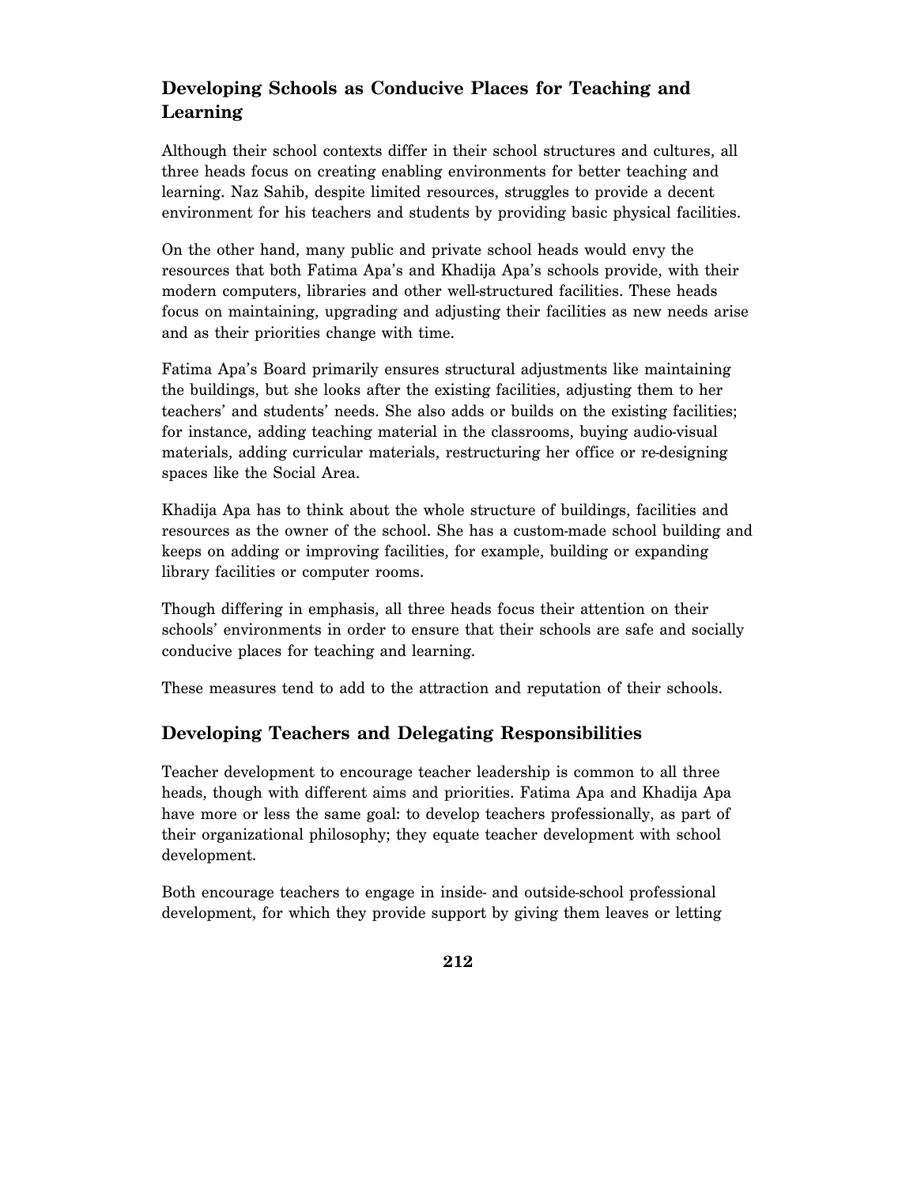## Developing Schools as Conducive Places for Teaching and Learning

Although their school contexts differ in their school structures and cultures, all three heads focus on creating enabling environments for better teaching and learning. Naz Sahib, despite limited resources, struggles to provide a decent environment for his teachers and students by providing basic physical facilities.

On the other hand, many public and private school heads would envy the resources that both Fatima Apa's and Khadija Apa's schools provide, with their modern computers, libraries and other well-structured facilities. These heads focus on maintaining, upgrading and adjusting their facilities as new needs arise and as their priorities change with time.

Fatima Apa's Board primarily ensures structural adjustments like maintaining the buildings, but she looks after the existing facilities, adjusting them to her teachers' and students' needs. She also adds or builds on the existing facilities; for instance, adding teaching material in the classrooms, buying audio-visual materials, adding curricular materials, restructuring her office or re-designing spaces like the Social Area.

Khadija Apa has to think about the whole structure of buildings, facilities and resources as the owner of the school. She has a custom-made school building and keeps on adding or improving facilities, for example, building or expanding library facilities or computer rooms.

Though differing in emphasis, all three heads focus their attention on their schools' environments in order to ensure that their schools are safe and socially conducive places for teaching and learning.

These measures tend to add to the attraction and reputation of their schools.

## Developing Teachers and Delegating Responsibilities

Teacher development to encourage teacher leadership is common to all three heads, though with different aims and priorities. Fatima Apa and Khadija Apa have more or less the same goal: to develop teachers professionally, as part of their organizational philosophy; they equate teacher development with school development.

Both encourage teachers to engage in inside- and outside-school professional development, for which they provide support by giving them leaves or letting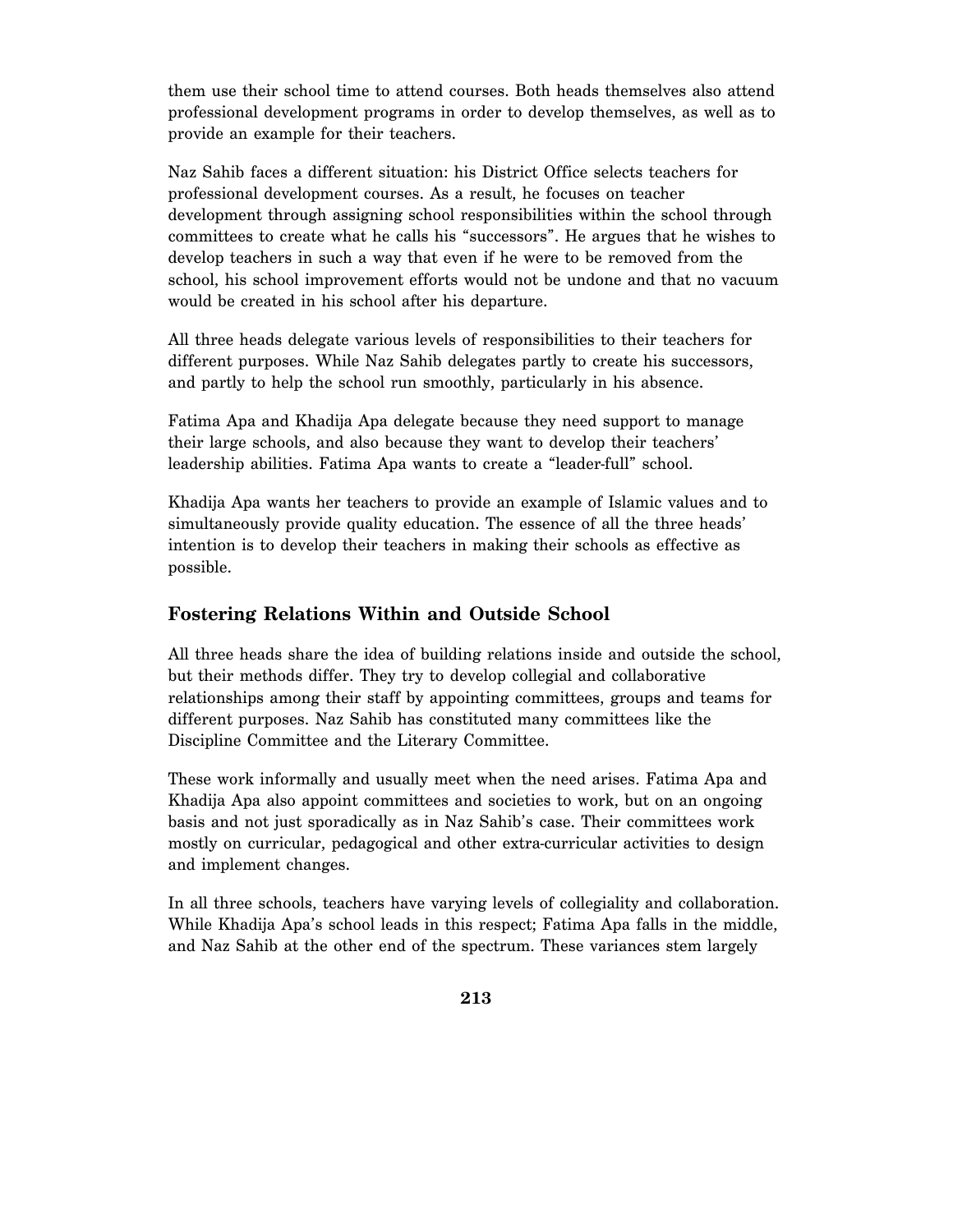them use their school time to attend courses. Both heads themselves also attend professional development programs in order to develop themselves, as well as to provide an example for their teachers.

Naz Sahib faces a different situation: his District Office selects teachers for professional development courses. As a result, he focuses on teacher development through assigning school responsibilities within the school through committees to create what he calls his "successors". He argues that he wishes to develop teachers in such a way that even if he were to be removed from the school, his school improvement efforts would not be undone and that no vacuum would be created in his school after his departure.

All three heads delegate various levels of responsibilities to their teachers for different purposes. While Naz Sahib delegates partly to create his successors, and partly to help the school run smoothly, particularly in his absence.

Fatima Apa and Khadija Apa delegate because they need support to manage their large schools, and also because they want to develop their teachers' leadership abilities. Fatima Apa wants to create a "leader-full" school.

Khadija Apa wants her teachers to provide an example of Islamic values and to simultaneously provide quality education. The essence of all the three heads' intention is to develop their teachers in making their schools as effective as possible.

## Fostering Relations Within and Outside School

All three heads share the idea of building relations inside and outside the school, but their methods differ. They try to develop collegial and collaborative relationships among their staff by appointing committees, groups and teams for different purposes. Naz Sahib has constituted many committees like the Discipline Committee and the Literary Committee.

These work informally and usually meet when the need arises. Fatima Apa and Khadija Apa also appoint committees and societies to work, but on an ongoing basis and not just sporadically as in Naz Sahib's case. Their committees work mostly on curricular, pedagogical and other extra-curricular activities to design and implement changes.

In all three schools, teachers have varying levels of collegiality and collaboration. While Khadija Apa's school leads in this respect; Fatima Apa falls in the middle, and Naz Sahib at the other end of the spectrum. These variances stem largely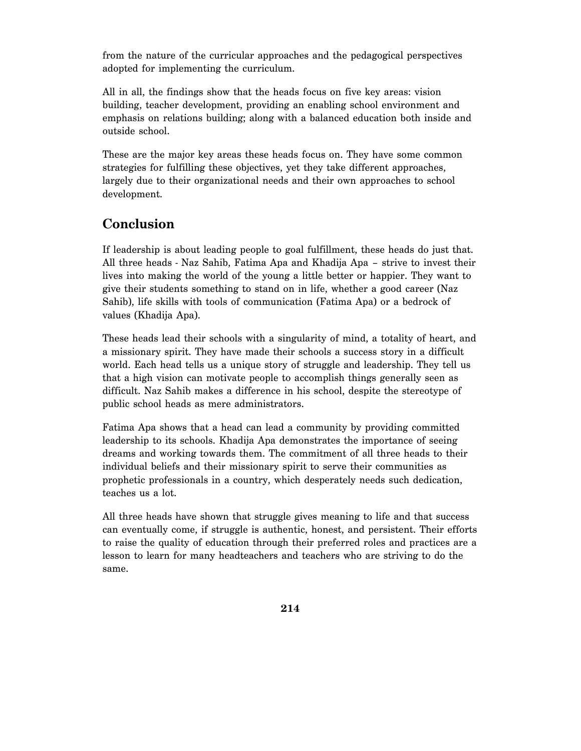from the nature of the curricular approaches and the pedagogical perspectives adopted for implementing the curriculum.

All in all, the findings show that the heads focus on five key areas: vision building, teacher development, providing an enabling school environment and emphasis on relations building; along with a balanced education both inside and outside school.

These are the major key areas these heads focus on. They have some common strategies for fulfilling these objectives, yet they take different approaches, largely due to their organizational needs and their own approaches to school development.

## Conclusion

If leadership is about leading people to goal fulfillment, these heads do just that. All three heads - Naz Sahib, Fatima Apa and Khadija Apa – strive to invest their lives into making the world of the young a little better or happier. They want to give their students something to stand on in life, whether a good career (Naz Sahib), life skills with tools of communication (Fatima Apa) or a bedrock of values (Khadija Apa).

These heads lead their schools with a singularity of mind, a totality of heart, and a missionary spirit. They have made their schools a success story in a difficult world. Each head tells us a unique story of struggle and leadership. They tell us that a high vision can motivate people to accomplish things generally seen as difficult. Naz Sahib makes a difference in his school, despite the stereotype of public school heads as mere administrators.

Fatima Apa shows that a head can lead a community by providing committed leadership to its schools. Khadija Apa demonstrates the importance of seeing dreams and working towards them. The commitment of all three heads to their individual beliefs and their missionary spirit to serve their communities as prophetic professionals in a country, which desperately needs such dedication, teaches us a lot.

All three heads have shown that struggle gives meaning to life and that success can eventually come, if struggle is authentic, honest, and persistent. Their efforts to raise the quality of education through their preferred roles and practices are a lesson to learn for many headteachers and teachers who are striving to do the same.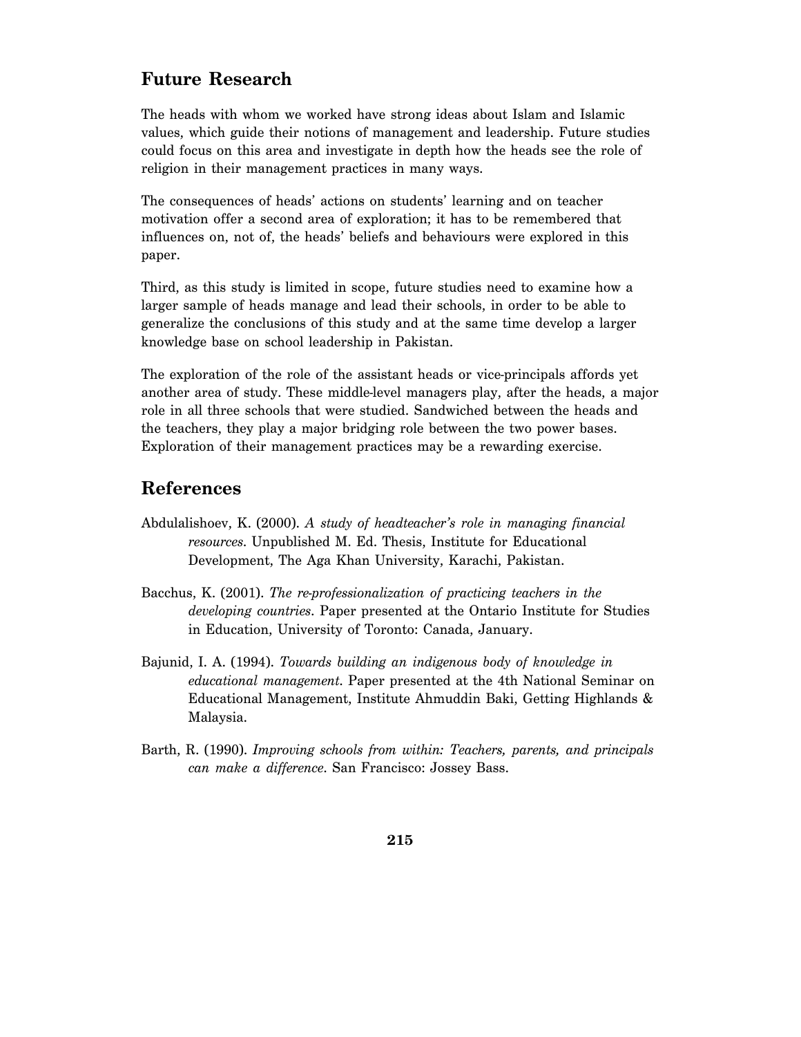## Future Research

The heads with whom we worked have strong ideas about Islam and Islamic values, which guide their notions of management and leadership. Future studies could focus on this area and investigate in depth how the heads see the role of religion in their management practices in many ways.

The consequences of heads' actions on students' learning and on teacher motivation offer a second area of exploration; it has to be remembered that influences on, not of, the heads' beliefs and behaviours were explored in this paper.

Third, as this study is limited in scope, future studies need to examine how a larger sample of heads manage and lead their schools, in order to be able to generalize the conclusions of this study and at the same time develop a larger knowledge base on school leadership in Pakistan.

The exploration of the role of the assistant heads or vice-principals affords yet another area of study. These middle-level managers play, after the heads, a major role in all three schools that were studied. Sandwiched between the heads and the teachers, they play a major bridging role between the two power bases. Exploration of their management practices may be a rewarding exercise.

## References

Abdulalishoev, K. (2000). *A study of headteacher's role in managing financial resources*. Unpublished M. Ed. Thesis, Institute for Educational Development, The Aga Khan University, Karachi, Pakistan.

Bacchus, K. (2001). *The re-professionalization of practicing teachers in the developing countries*. Paper presented at the Ontario Institute for Studies in Education, University of Toronto: Canada, January.

Bajunid, I. A. (1994). *Towards building an indigenous body of knowledge in educational management*. Paper presented at the 4th National Seminar on Educational Management, Institute Ahmuddin Baki, Getting Highlands & Malaysia.

Barth, R. (1990). *Improving schools from within: Teachers, parents, and principals can make a difference*. San Francisco: Jossey Bass.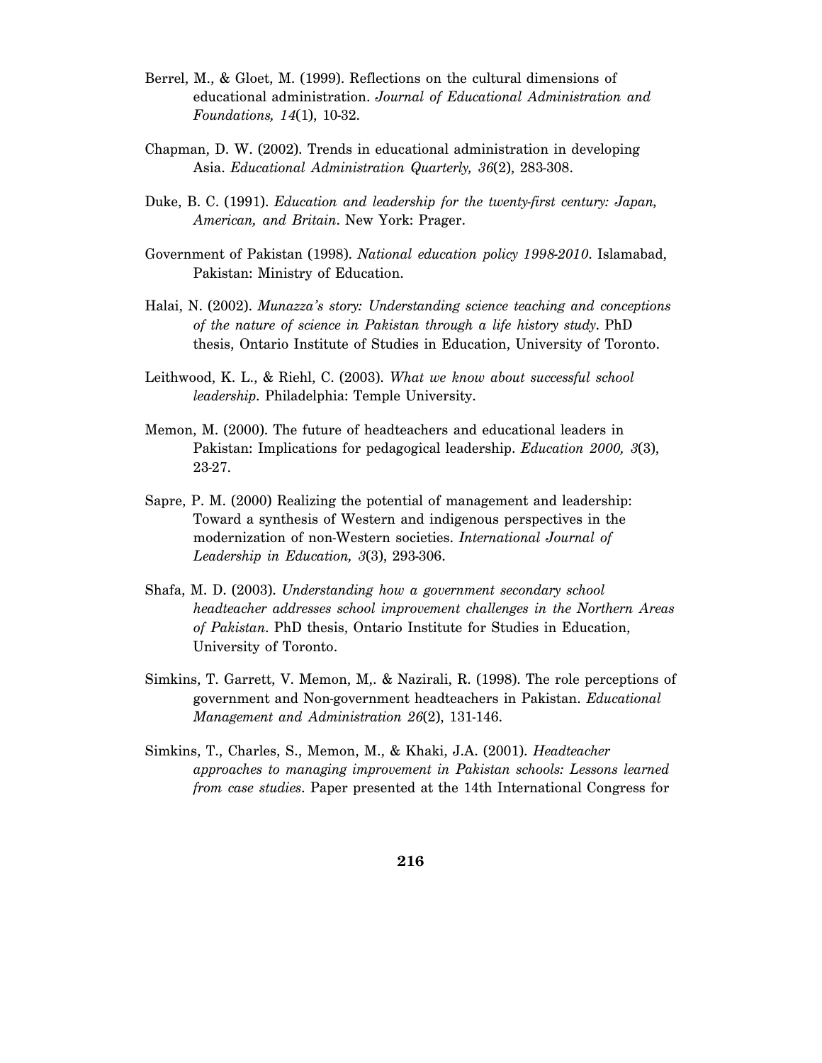Berrel, M., & Gloet, M. (1999). Reflections on the cultural dimensions of educational administration. *Journal of Educational Administration and Foundations, 14*(1), 10-32.

Chapman, D. W. (2002). Trends in educational administration in developing Asia. *Educational Administration Quarterly, 36*(2), 283-308.

Duke, B. C. (1991). *Education and leadership for the twenty-first century: Japan, American, and Britain*. New York: Prager.

Government of Pakistan (1998). *National education policy 1998-2010*. Islamabad, Pakistan: Ministry of Education.

Halai, N. (2002). *Munazza's story: Understanding science teaching and conceptions of the nature of science in Pakistan through a life history study*. PhD thesis, Ontario Institute of Studies in Education, University of Toronto.

Leithwood, K. L., & Riehl, C. (2003). *What we know about successful school leadership*. Philadelphia: Temple University.

Memon, M. (2000). The future of headteachers and educational leaders in Pakistan: Implications for pedagogical leadership. *Education 2000, 3*(3), 23-27.

Sapre, P. M. (2000) Realizing the potential of management and leadership: Toward a synthesis of Western and indigenous perspectives in the modernization of non-Western societies. *International Journal of Leadership in Education, 3*(3), 293-306.

Shafa, M. D. (2003). *Understanding how a government secondary school headteacher addresses school improvement challenges in the Northern Areas of Pakistan*. PhD thesis, Ontario Institute for Studies in Education, University of Toronto.

Simkins, T. Garrett, V. Memon, M,. & Nazirali, R. (1998). The role perceptions of government and Non-government headteachers in Pakistan. *Educational Management and Administration 26*(2), 131-146.

Simkins, T., Charles, S., Memon, M., & Khaki, J.A. (2001). *Headteacher approaches to managing improvement in Pakistan schools: Lessons learned from case studies*. Paper presented at the 14th International Congress for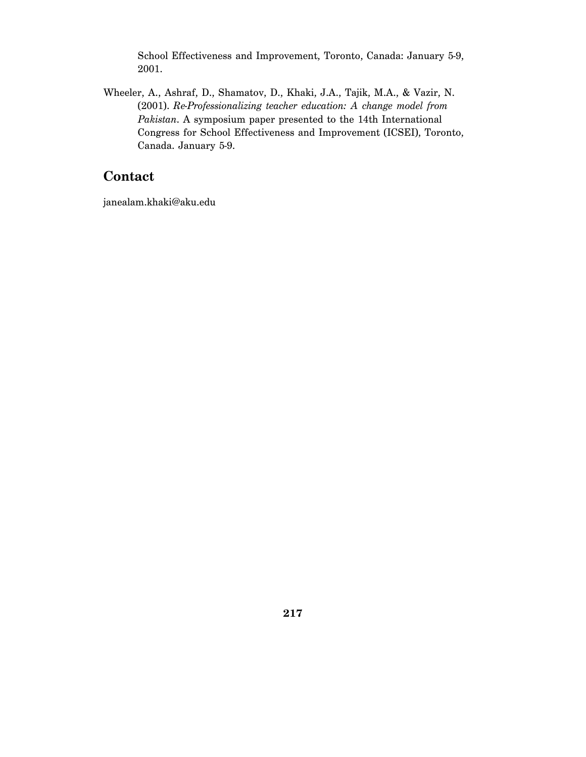School Effectiveness and Improvement, Toronto, Canada: January 5-9, 2001.

Wheeler, A., Ashraf, D., Shamatov, D., Khaki, J.A., Tajik, M.A., & Vazir, N. (2001). *Re-Professionalizing teacher education: A change model from Pakistan*. A symposium paper presented to the 14th International Congress for School Effectiveness and Improvement (ICSEI), Toronto, Canada. January 5-9.

## Contact

janealam.khaki@aku.edu